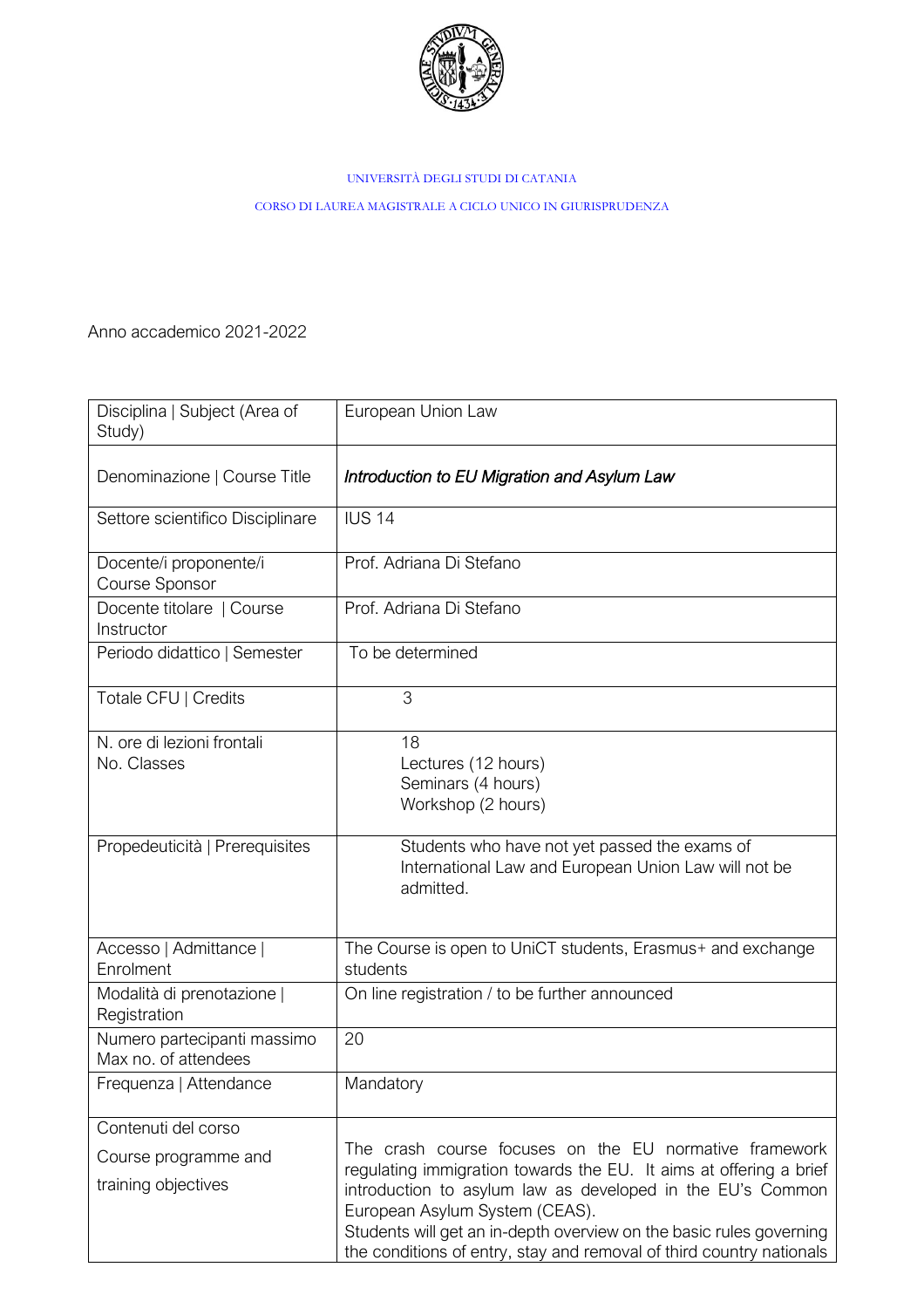UNIVERSITÀ DEGLI STUDI DI CATANIA

CORSO DI LAUREA MAGISTRALE A CICLO UNICO IN GIURISPRUDENZA

Anno accademico 2021-2022

| Disciplina \| Subject (Area of Study) | European Union Law |
|---|---|
| Denominazione \| Course Title | ***Introduction to EU Migration and Asylum Law*** |
| Settore scientifico Disciplinare | IUS 14 |
| Docente/i proponente/i Course Sponsor | Prof. Adriana Di Stefano |
| Docente titolare \| Course Instructor | Prof. Adriana Di Stefano |
| Periodo didattico \| Semester | To be determined |
| Totale CFU \| Credits | 3 |
| N. ore di lezioni frontali No. Classes | 18<br>Lectures (12 hours)<br>Seminars (4 hours)<br>Workshop (2 hours) |
| Propedeuticità \| Prerequisites | Students who have not yet passed the exams of International Law and European Union Law will not be admitted. |
| Accesso \| Admittance \| Enrolment | The Course is open to UniCT students, Erasmus+ and exchange students |
| Modalità di prenotazione \| Registration | On line registration / to be further announced |
| Numero partecipanti massimo Max no. of attendees | 20 |
| Frequenza \| Attendance | Mandatory |
| Contenuti del corso<br>Course programme and<br>training objectives | The crash course focuses on the EU normative framework regulating immigration towards the EU. It aims at offering a brief introduction to asylum law as developed in the EU's Common European Asylum System (CEAS).<br>Students will get an in-depth overview on the basic rules governing the conditions of entry, stay and removal of third country nationals |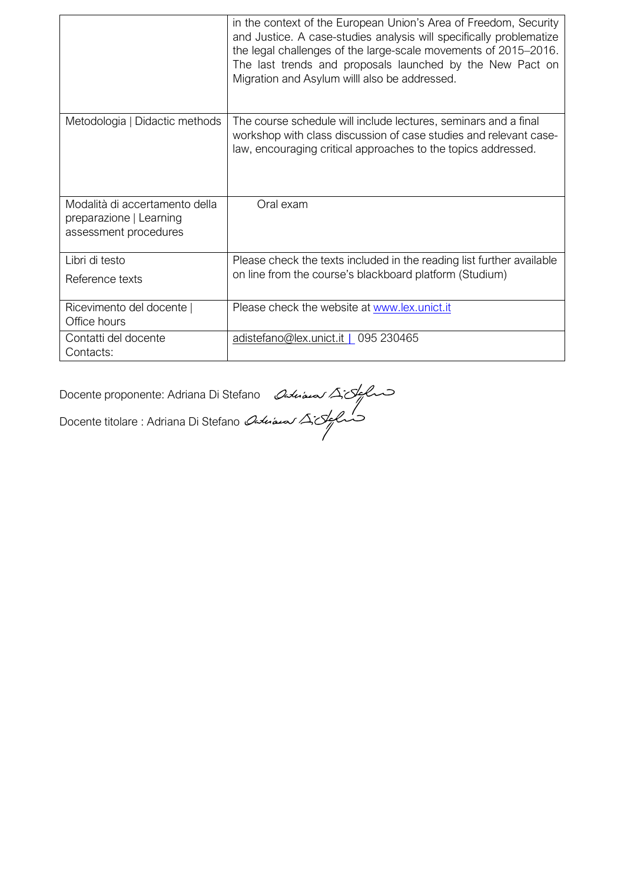| | |
|---|---|
| | in the context of the European Union's Area of Freedom, Security and Justice. A case-studies analysis will specifically problematize the legal challenges of the large-scale movements of 2015–2016. The last trends and proposals launched by the New Pact on Migration and Asylum willl also be addressed. |
| Metodologia \| Didactic methods | The course schedule will include lectures, seminars and a final workshop with class discussion of case studies and relevant case-law, encouraging critical approaches to the topics addressed. |
| Modalità di accertamento della preparazione \| Learning assessment procedures | Oral exam |
| Libri di testo<br>Reference texts | Please check the texts included in the reading list further available on line from the course's blackboard platform (Studium) |
| Ricevimento del docente \| Office hours | Please check the website at www.lex.unict.it |
| Contatti del docente<br>Contacts: | adistefano@lex.unict.it \| 095 230465 |

Docente proponente: Adriana Di Stefano

Docente titolare : Adriana Di Stefano